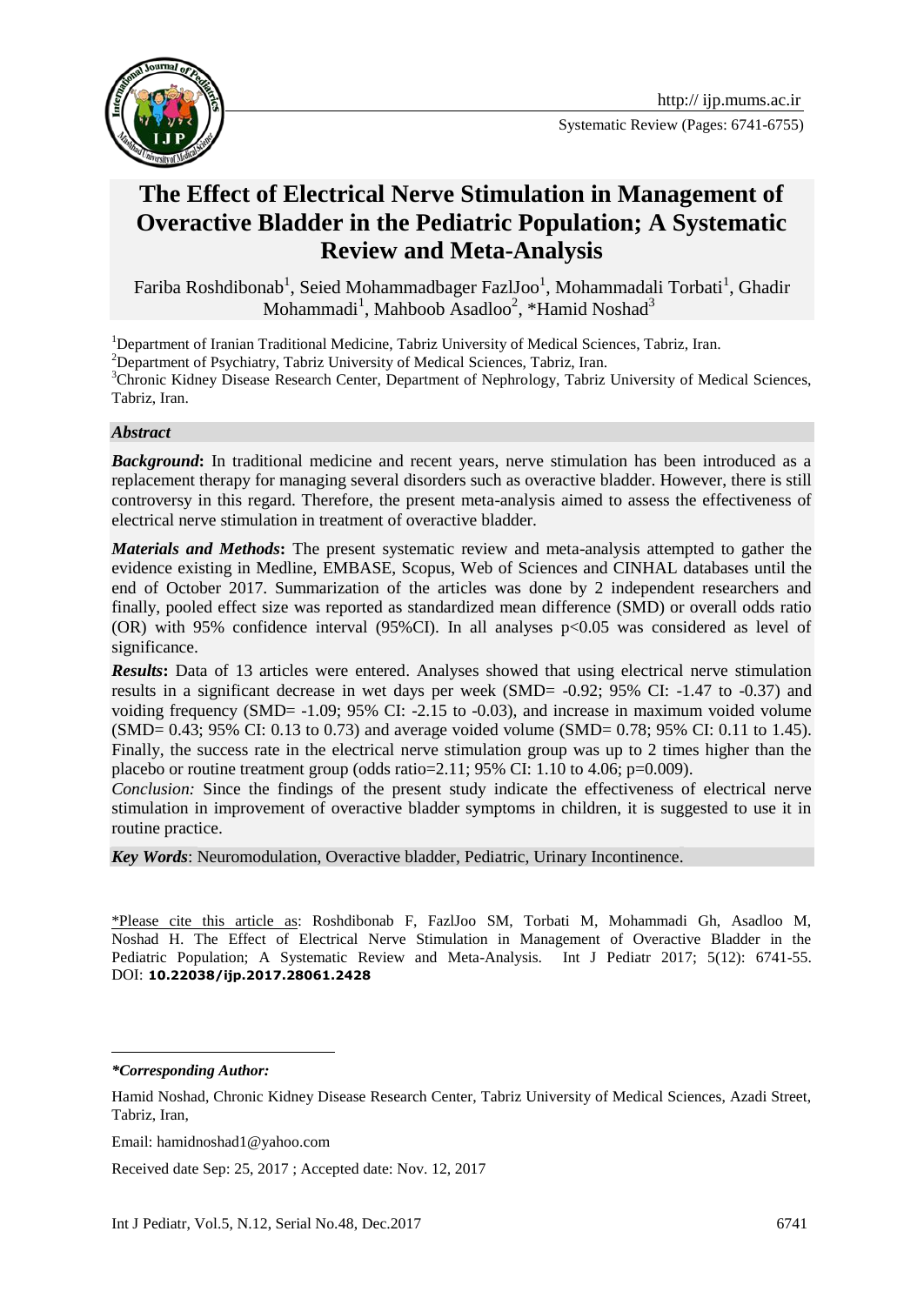Systematic Review (Pages: 6741-6755)

# The Effect of Electrical Nerve Stimulation in Management of Overactive Bladder in the Pediatric Population; A Systematic Review and Meta-Analysis

Fariba Roshdibonab[1], Seied Mohammadbager FazlJoo[1], Mohammadali Torbati[1], Ghadir Mohammadi[1], Mahboob Asadloo[2], *Hamid Noshad[3]

[1]Department of Iranian Traditional Medicine, Tabriz University of Medical Sciences, Tabriz, Iran.
[2]Department of Psychiatry, Tabriz University of Medical Sciences, Tabriz, Iran.
[3]Chronic Kidney Disease Research Center, Department of Nephrology, Tabriz University of Medical Sciences, Tabriz, Iran.

### *Abstract*

***Background*:** In traditional medicine and recent years, nerve stimulation has been introduced as a replacement therapy for managing several disorders such as overactive bladder. However, there is still controversy in this regard. Therefore, the present meta-analysis aimed to assess the effectiveness of electrical nerve stimulation in treatment of overactive bladder.

***Materials and Methods*:** The present systematic review and meta-analysis attempted to gather the evidence existing in Medline, EMBASE, Scopus, Web of Sciences and CINHAL databases until the end of October 2017. Summarization of the articles was done by 2 independent researchers and finally, pooled effect size was reported as standardized mean difference (SMD) or overall odds ratio (OR) with 95% confidence interval (95%CI). In all analyses $p<0.05$ was considered as level of significance.

***Results*:** Data of 13 articles were entered. Analyses showed that using electrical nerve stimulation results in a significant decrease in wet days per week (SMD= -0.92; 95% CI: -1.47 to -0.37) and voiding frequency (SMD= -1.09; 95% CI: -2.15 to -0.03), and increase in maximum voided volume (SMD= 0.43; 95% CI: 0.13 to 0.73) and average voided volume (SMD= 0.78; 95% CI: 0.11 to 1.45). Finally, the success rate in the electrical nerve stimulation group was up to 2 times higher than the placebo or routine treatment group (odds ratio=2.11; 95% CI: 1.10 to 4.06; p=0.009).

*Conclusion:* Since the findings of the present study indicate the effectiveness of electrical nerve stimulation in improvement of overactive bladder symptoms in children, it is suggested to use it in routine practice.

***Key Words***: Neuromodulation, Overactive bladder, Pediatric, Urinary Incontinence.

*Please cite this article as: Roshdibonab F, FazlJoo SM, Torbati M, Mohammadi Gh, Asadloo M, Noshad H. The Effect of Electrical Nerve Stimulation in Management of Overactive Bladder in the Pediatric Population; A Systematic Review and Meta-Analysis. Int J Pediatr 2017; 5(12): 6741-55. DOI: **10.22038/ijp.2017.28061.2428**

---

***\*Corresponding Author:***

Hamid Noshad, Chronic Kidney Disease Research Center, Tabriz University of Medical Sciences, Azadi Street, Tabriz, Iran,

Email: hamidnoshad1@yahoo.com

Received date Sep: 25, 2017 ; Accepted date: Nov. 12, 2017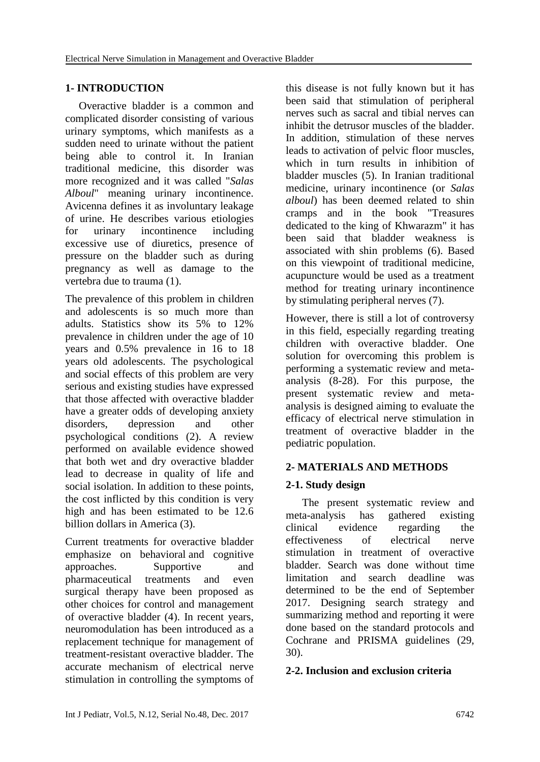## 1- INTRODUCTION

Overactive bladder is a common and complicated disorder consisting of various urinary symptoms, which manifests as a sudden need to urinate without the patient being able to control it. In Iranian traditional medicine, this disorder was more recognized and it was called "*Salas Alboul*" meaning urinary incontinence. Avicenna defines it as involuntary leakage of urine. He describes various etiologies for urinary incontinence including excessive use of diuretics, presence of pressure on the bladder such as during pregnancy as well as damage to the vertebra due to trauma (1).

The prevalence of this problem in children and adolescents is so much more than adults. Statistics show its 5% to 12% prevalence in children under the age of 10 years and 0.5% prevalence in 16 to 18 years old adolescents. The psychological and social effects of this problem are very serious and existing studies have expressed that those affected with overactive bladder have a greater odds of developing anxiety disorders, depression and other psychological conditions (2). A review performed on available evidence showed that both wet and dry overactive bladder lead to decrease in quality of life and social isolation. In addition to these points, the cost inflicted by this condition is very high and has been estimated to be 12.6 billion dollars in America (3).

Current treatments for overactive bladder emphasize on behavioral and cognitive approaches. Supportive and pharmaceutical treatments and even surgical therapy have been proposed as other choices for control and management of overactive bladder (4). In recent years, neuromodulation has been introduced as a replacement technique for management of treatment-resistant overactive bladder. The accurate mechanism of electrical nerve stimulation in controlling the symptoms of this disease is not fully known but it has been said that stimulation of peripheral nerves such as sacral and tibial nerves can inhibit the detrusor muscles of the bladder. In addition, stimulation of these nerves leads to activation of pelvic floor muscles, which in turn results in inhibition of bladder muscles (5). In Iranian traditional medicine, urinary incontinence (or *Salas alboul*) has been deemed related to shin cramps and in the book "Treasures dedicated to the king of Khwarazm" it has been said that bladder weakness is associated with shin problems (6). Based on this viewpoint of traditional medicine, acupuncture would be used as a treatment method for treating urinary incontinence by stimulating peripheral nerves (7).

However, there is still a lot of controversy in this field, especially regarding treating children with overactive bladder. One solution for overcoming this problem is performing a systematic review and meta-analysis (8-28). For this purpose, the present systematic review and meta-analysis is designed aiming to evaluate the efficacy of electrical nerve stimulation in treatment of overactive bladder in the pediatric population.

## 2- MATERIALS AND METHODS

### 2-1. Study design

The present systematic review and meta-analysis has gathered existing clinical evidence regarding the effectiveness of electrical nerve stimulation in treatment of overactive bladder. Search was done without time limitation and search deadline was determined to be the end of September 2017. Designing search strategy and summarizing method and reporting it were done based on the standard protocols and Cochrane and PRISMA guidelines (29, 30).

### 2-2. Inclusion and exclusion criteria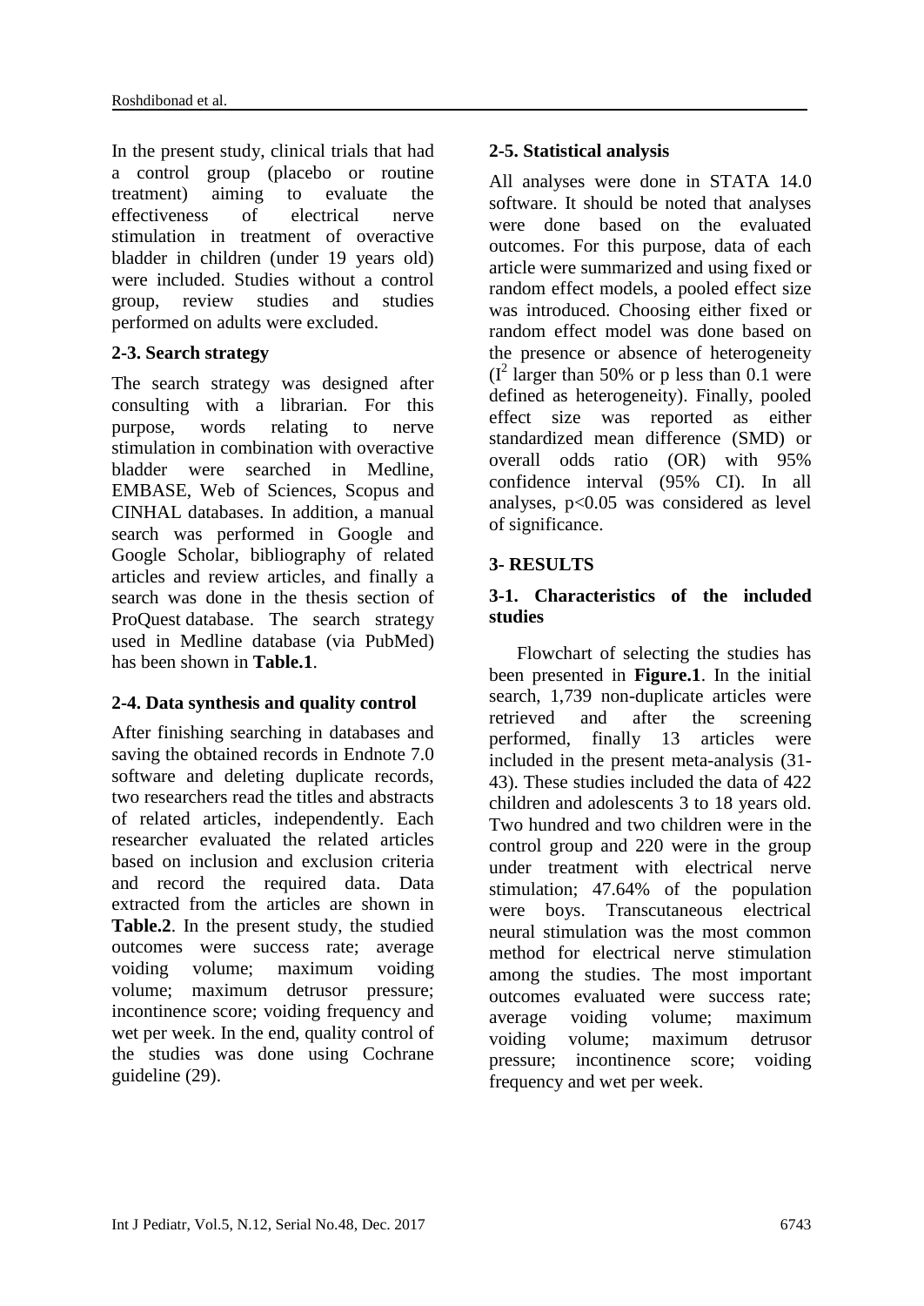In the present study, clinical trials that had a control group (placebo or routine treatment) aiming to evaluate the effectiveness of electrical nerve stimulation in treatment of overactive bladder in children (under 19 years old) were included. Studies without a control group, review studies and studies performed on adults were excluded.

### 2-3. Search strategy

The search strategy was designed after consulting with a librarian. For this purpose, words relating to nerve stimulation in combination with overactive bladder were searched in Medline, EMBASE, Web of Sciences, Scopus and CINHAL databases. In addition, a manual search was performed in Google and Google Scholar, bibliography of related articles and review articles, and finally a search was done in the thesis section of ProQuest database. The search strategy used in Medline database (via PubMed) has been shown in **Table.1**.

### 2-4. Data synthesis and quality control

After finishing searching in databases and saving the obtained records in Endnote 7.0 software and deleting duplicate records, two researchers read the titles and abstracts of related articles, independently. Each researcher evaluated the related articles based on inclusion and exclusion criteria and record the required data. Data extracted from the articles are shown in **Table.2**. In the present study, the studied outcomes were success rate; average voiding volume; maximum voiding volume; maximum detrusor pressure; incontinence score; voiding frequency and wet per week. In the end, quality control of the studies was done using Cochrane guideline (29).

### 2-5. Statistical analysis

All analyses were done in STATA 14.0 software. It should be noted that analyses were done based on the evaluated outcomes. For this purpose, data of each article were summarized and using fixed or random effect models, a pooled effect size was introduced. Choosing either fixed or random effect model was done based on the presence or absence of heterogeneity ($I^2$ larger than 50% or p less than 0.1 were defined as heterogeneity). Finally, pooled effect size was reported as either standardized mean difference (SMD) or overall odds ratio (OR) with 95% confidence interval (95% CI). In all analyses, $p<0.05$ was considered as level of significance.

## 3- RESULTS

### 3-1. Characteristics of the included studies

Flowchart of selecting the studies has been presented in **Figure.1**. In the initial search, 1,739 non-duplicate articles were retrieved and after the screening performed, finally 13 articles were included in the present meta-analysis (31-43). These studies included the data of 422 children and adolescents 3 to 18 years old. Two hundred and two children were in the control group and 220 were in the group under treatment with electrical nerve stimulation; 47.64% of the population were boys. Transcutaneous electrical neural stimulation was the most common method for electrical nerve stimulation among the studies. The most important outcomes evaluated were success rate; average voiding volume; maximum voiding volume; maximum detrusor pressure; incontinence score; voiding frequency and wet per week.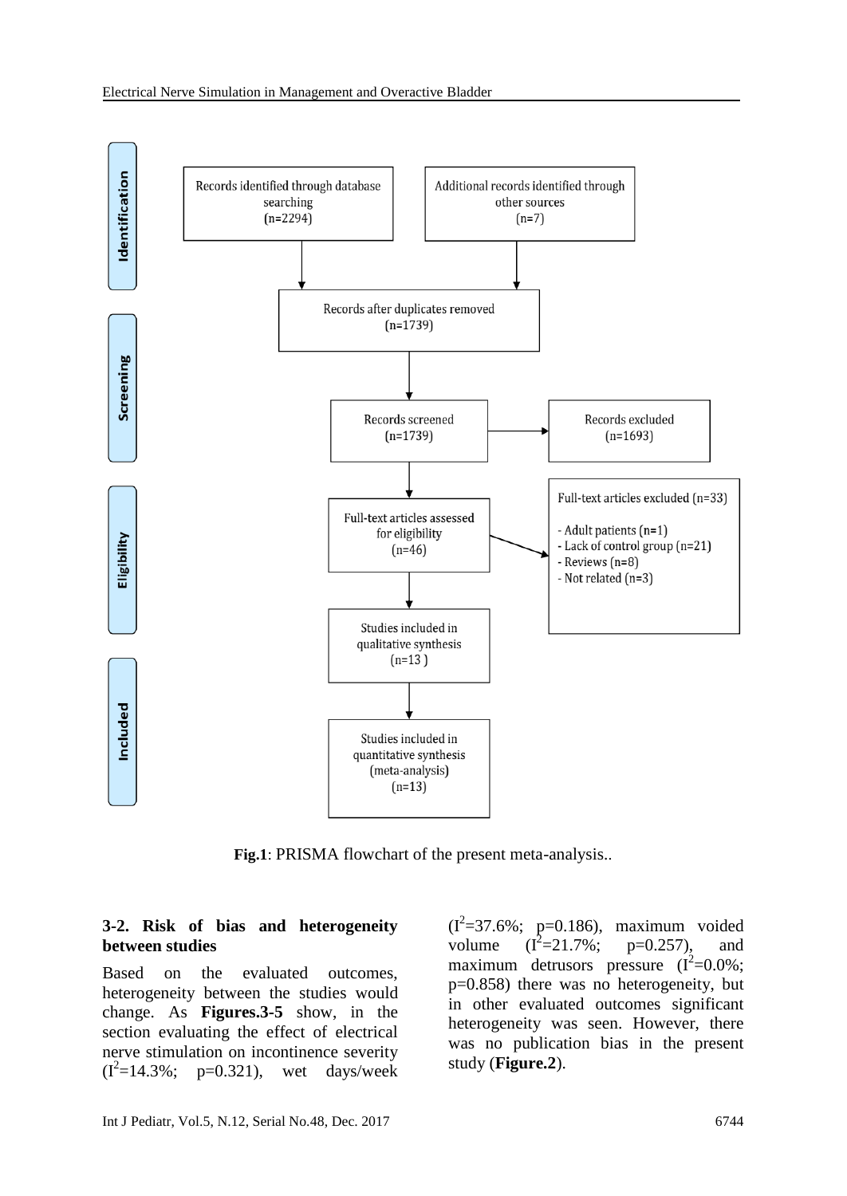**Identification**

- Records identified through database searching (n=2294)
- Additional records identified through other sources (n=7)

**Screening**

- Records after duplicates removed (n=1739)
- Records screened (n=1739)
- Records excluded (n=1693)

**Eligibility**

- Full-text articles assessed for eligibility (n=46)
- Full-text articles excluded (n=33)
  - Adult patients (n=1)
  - Lack of control group (n=21)
  - Reviews (n=8)
  - Not related (n=3)

**Included**

- Studies included in qualitative synthesis (n=13 )
- Studies included in quantitative synthesis (meta-analysis) (n=13)

**Fig.1**: PRISMA flowchart of the present meta-analysis..

### 3-2. Risk of bias and heterogeneity between studies

Based on the evaluated outcomes, heterogeneity between the studies would change. As **Figures.3-5** show, in the section evaluating the effect of electrical nerve stimulation on incontinence severity ($I^2$=14.3%; p=0.321), wet days/week ($I^2$=37.6%; p=0.186), maximum voided volume ($I^2$=21.7%; p=0.257), and maximum detrusors pressure ($I^2$=0.0%; p=0.858) there was no heterogeneity, but in other evaluated outcomes significant heterogeneity was seen. However, there was no publication bias in the present study (**Figure.2**).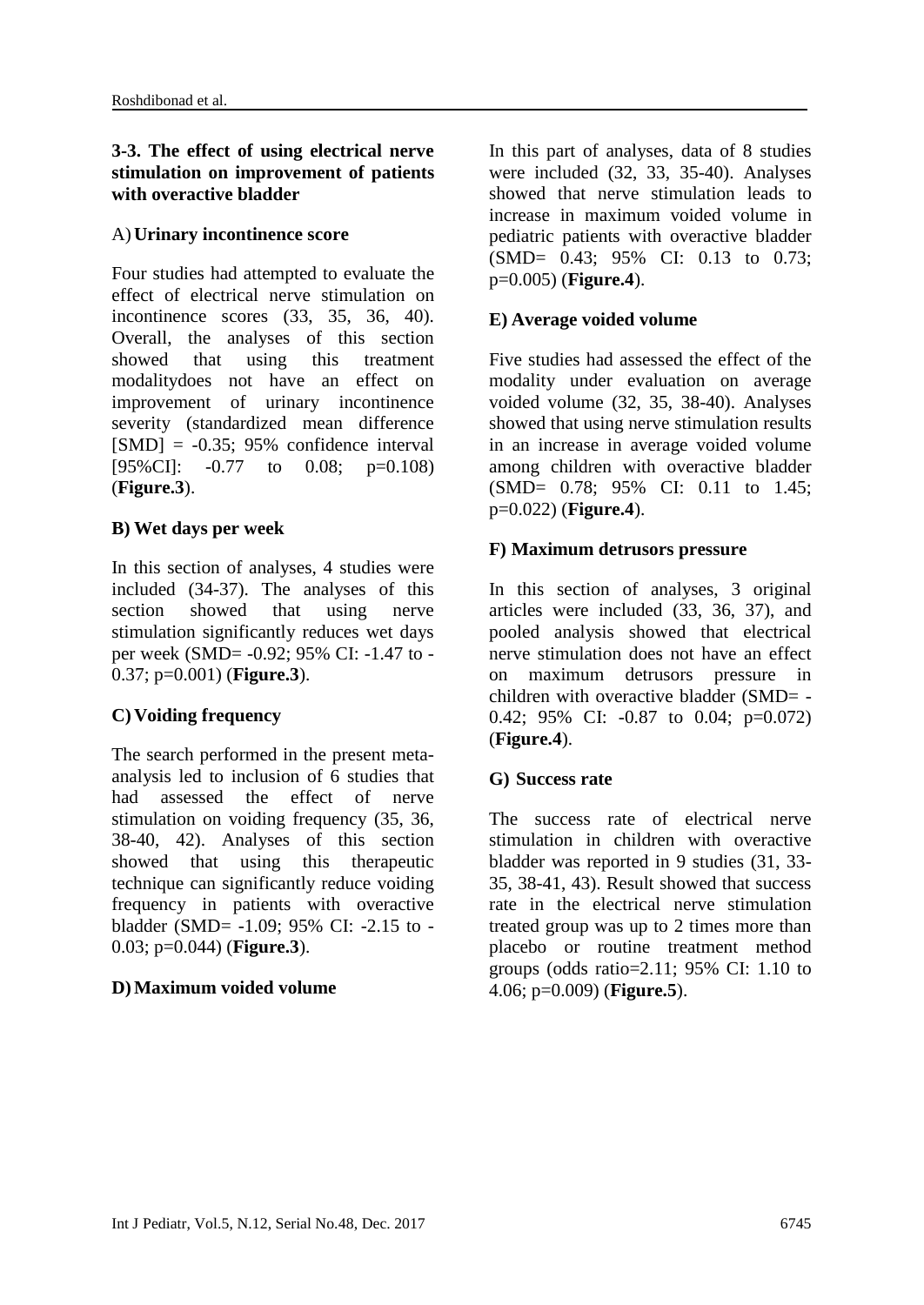### 3-3. The effect of using electrical nerve stimulation on improvement of patients with overactive bladder

#### A) Urinary incontinence score

Four studies had attempted to evaluate the effect of electrical nerve stimulation on incontinence scores (33, 35, 36, 40). Overall, the analyses of this section showed that using this treatment modalitydoes not have an effect on improvement of urinary incontinence severity (standardized mean difference [SMD] = -0.35; 95% confidence interval [95%CI]: -0.77 to 0.08; p=0.108) (**Figure.3**).

#### B) Wet days per week

In this section of analyses, 4 studies were included (34-37). The analyses of this section showed that using nerve stimulation significantly reduces wet days per week (SMD= -0.92; 95% CI: -1.47 to -0.37; p=0.001) (**Figure.3**).

#### C) Voiding frequency

The search performed in the present meta-analysis led to inclusion of 6 studies that had assessed the effect of nerve stimulation on voiding frequency (35, 36, 38-40, 42). Analyses of this section showed that using this therapeutic technique can significantly reduce voiding frequency in patients with overactive bladder (SMD= -1.09; 95% CI: -2.15 to -0.03; p=0.044) (**Figure.3**).

#### D) Maximum voided volume

In this part of analyses, data of 8 studies were included (32, 33, 35-40). Analyses showed that nerve stimulation leads to increase in maximum voided volume in pediatric patients with overactive bladder (SMD= 0.43; 95% CI: 0.13 to 0.73; p=0.005) (**Figure.4**).

#### E) Average voided volume

Five studies had assessed the effect of the modality under evaluation on average voided volume (32, 35, 38-40). Analyses showed that using nerve stimulation results in an increase in average voided volume among children with overactive bladder (SMD= 0.78; 95% CI: 0.11 to 1.45; p=0.022) (**Figure.4**).

#### F) Maximum detrusors pressure

In this section of analyses, 3 original articles were included (33, 36, 37), and pooled analysis showed that electrical nerve stimulation does not have an effect on maximum detrusors pressure in children with overactive bladder (SMD= -0.42; 95% CI: -0.87 to 0.04; p=0.072) (**Figure.4**).

#### G) Success rate

The success rate of electrical nerve stimulation in children with overactive bladder was reported in 9 studies (31, 33-35, 38-41, 43). Result showed that success rate in the electrical nerve stimulation treated group was up to 2 times more than placebo or routine treatment method groups (odds ratio=2.11; 95% CI: 1.10 to 4.06; p=0.009) (**Figure.5**).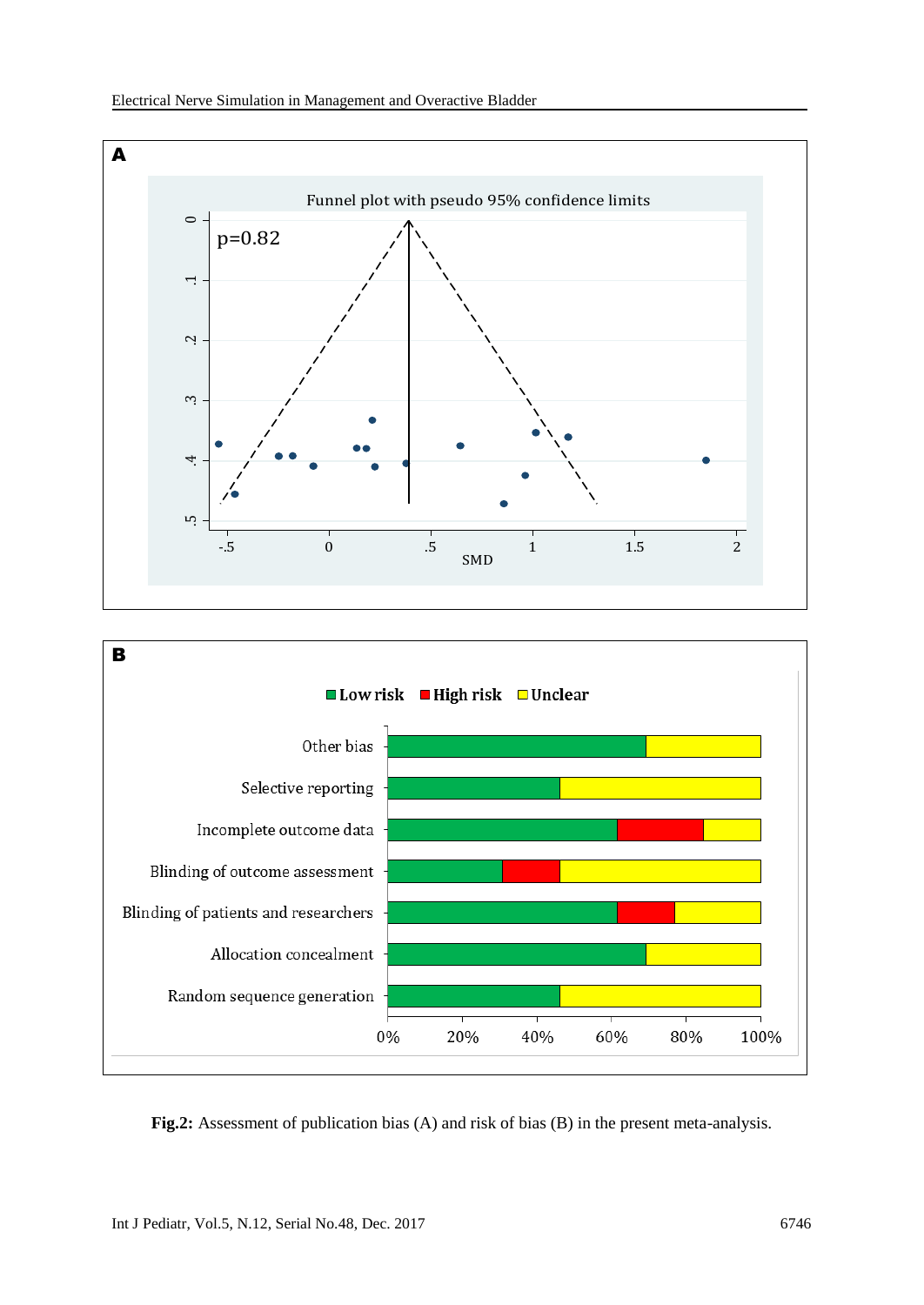**Fig.2:** Assessment of publication bias (A) and risk of bias (B) in the present meta-analysis.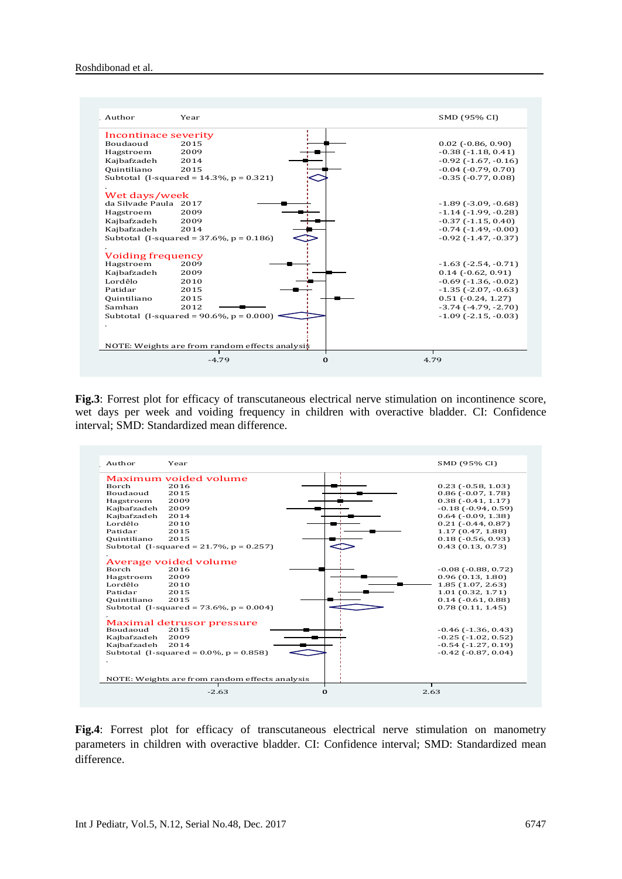| Author | Year | SMD (95% CI) |
|---|---|---|
| **Incontinace severity** | | |
| Boudaoud | 2015 | 0.02 (-0.86, 0.90) |
| Hagstroem | 2009 | -0.38 (-1.18, 0.41) |
| Kajbafzadeh | 2014 | -0.92 (-1.67, -0.16) |
| Quintiliano | 2015 | -0.04 (-0.79, 0.70) |
| Subtotal (I-squared = 14.3%, p = 0.321) | | -0.35 (-0.77, 0.08) |
| **Wet days/week** | | |
| da Silvade Paula | 2017 | -1.89 (-3.09, -0.68) |
| Hagstroem | 2009 | -1.14 (-1.99, -0.28) |
| Kajbafzadeh | 2009 | -0.37 (-1.15, 0.40) |
| Kajbafzadeh | 2014 | -0.74 (-1.49, -0.00) |
| Subtotal (I-squared = 37.6%, p = 0.186) | | -0.92 (-1.47, -0.37) |
| **Voiding frequency** | | |
| Hagstroem | 2009 | -1.63 (-2.54, -0.71) |
| Kajbafzadeh | 2009 | 0.14 (-0.62, 0.91) |
| Lordêlo | 2010 | -0.69 (-1.36, -0.02) |
| Patidar | 2015 | -1.35 (-2.07, -0.63) |
| Quintiliano | 2015 | 0.51 (-0.24, 1.27) |
| Samhan | 2012 | -3.74 (-4.79, -2.70) |
| Subtotal (I-squared = 90.6%, p = 0.000) | | -1.09 (-2.15, -0.03) |

NOTE: Weights are from random effects analysis

Axis: -4.79, 0, 4.79

**Fig.3**: Forrest plot for efficacy of transcutaneous electrical nerve stimulation on incontinence score, wet days per week and voiding frequency in children with overactive bladder. CI: Confidence interval; SMD: Standardized mean difference.

| Author | Year | SMD (95% CI) |
|---|---|---|
| **Maximum voided volume** | | |
| Borch | 2016 | 0.23 (-0.58, 1.03) |
| Boudaoud | 2015 | 0.86 (-0.07, 1.78) |
| Hagstroem | 2009 | 0.38 (-0.41, 1.17) |
| Kajbafzadeh | 2009 | -0.18 (-0.94, 0.59) |
| Kajbafzadeh | 2014 | 0.64 (-0.09, 1.38) |
| Lordêlo | 2010 | 0.21 (-0.44, 0.87) |
| Patidar | 2015 | 1.17 (0.47, 1.88) |
| Quintiliano | 2015 | 0.18 (-0.56, 0.93) |
| Subtotal (I-squared = 21.7%, p = 0.257) | | 0.43 (0.13, 0.73) |
| **Average voided volume** | | |
| Borch | 2016 | -0.08 (-0.88, 0.72) |
| Hagstroem | 2009 | 0.96 (0.13, 1.80) |
| Lordêlo | 2010 | 1.85 (1.07, 2.63) |
| Patidar | 2015 | 1.01 (0.32, 1.71) |
| Quintiliano | 2015 | 0.14 (-0.61, 0.88) |
| Subtotal (I-squared = 73.6%, p = 0.004) | | 0.78 (0.11, 1.45) |
| **Maximal detrusor pressure** | | |
| Boudaoud | 2015 | -0.46 (-1.36, 0.43) |
| Kajbafzadeh | 2009 | -0.25 (-1.02, 0.52) |
| Kajbafzadeh | 2014 | -0.54 (-1.27, 0.19) |
| Subtotal (I-squared = 0.0%, p = 0.858) | | -0.42 (-0.87, 0.04) |

NOTE: Weights are from random effects analysis

Axis: -2.63, 0, 2.63

**Fig.4**: Forrest plot for efficacy of transcutaneous electrical nerve stimulation on manometry parameters in children with overactive bladder. CI: Confidence interval; SMD: Standardized mean difference.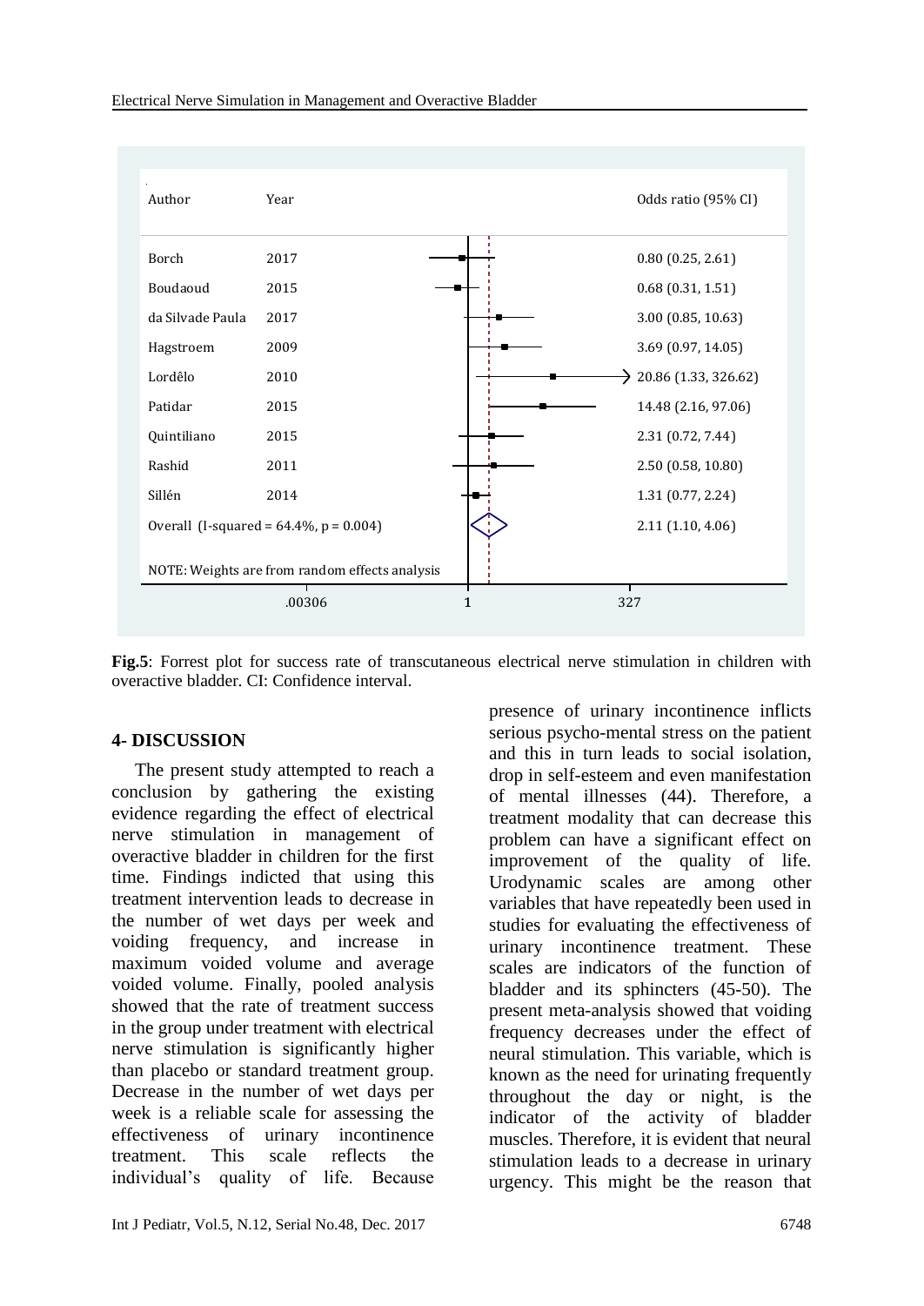| Author | Year | Odds ratio (95% CI) |
|---|---|---|
| Borch | 2017 | 0.80 (0.25, 2.61) |
| Boudaoud | 2015 | 0.68 (0.31, 1.51) |
| da Silvade Paula | 2017 | 3.00 (0.85, 10.63) |
| Hagstroem | 2009 | 3.69 (0.97, 14.05) |
| Lordêlo | 2010 | 20.86 (1.33, 326.62) |
| Patidar | 2015 | 14.48 (2.16, 97.06) |
| Quintiliano | 2015 | 2.31 (0.72, 7.44) |
| Rashid | 2011 | 2.50 (0.58, 10.80) |
| Sillén | 2014 | 1.31 (0.77, 2.24) |
| Overall (I-squared = 64.4%, p = 0.004) | | 2.11 (1.10, 4.06) |

NOTE: Weights are from random effects analysis

.00306 1 327

**Fig.5**: Forrest plot for success rate of transcutaneous electrical nerve stimulation in children with overactive bladder. CI: Confidence interval.

## 4- DISCUSSION

The present study attempted to reach a conclusion by gathering the existing evidence regarding the effect of electrical nerve stimulation in management of overactive bladder in children for the first time. Findings indicted that using this treatment intervention leads to decrease in the number of wet days per week and voiding frequency, and increase in maximum voided volume and average voided volume. Finally, pooled analysis showed that the rate of treatment success in the group under treatment with electrical nerve stimulation is significantly higher than placebo or standard treatment group. Decrease in the number of wet days per week is a reliable scale for assessing the effectiveness of urinary incontinence treatment. This scale reflects the individual's quality of life. Because presence of urinary incontinence inflicts serious psycho-mental stress on the patient and this in turn leads to social isolation, drop in self-esteem and even manifestation of mental illnesses (44). Therefore, a treatment modality that can decrease this problem can have a significant effect on improvement of the quality of life. Urodynamic scales are among other variables that have repeatedly been used in studies for evaluating the effectiveness of urinary incontinence treatment. These scales are indicators of the function of bladder and its sphincters (45-50). The present meta-analysis showed that voiding frequency decreases under the effect of neural stimulation. This variable, which is known as the need for urinating frequently throughout the day or night, is the indicator of the activity of bladder muscles. Therefore, it is evident that neural stimulation leads to a decrease in urinary urgency. This might be the reason that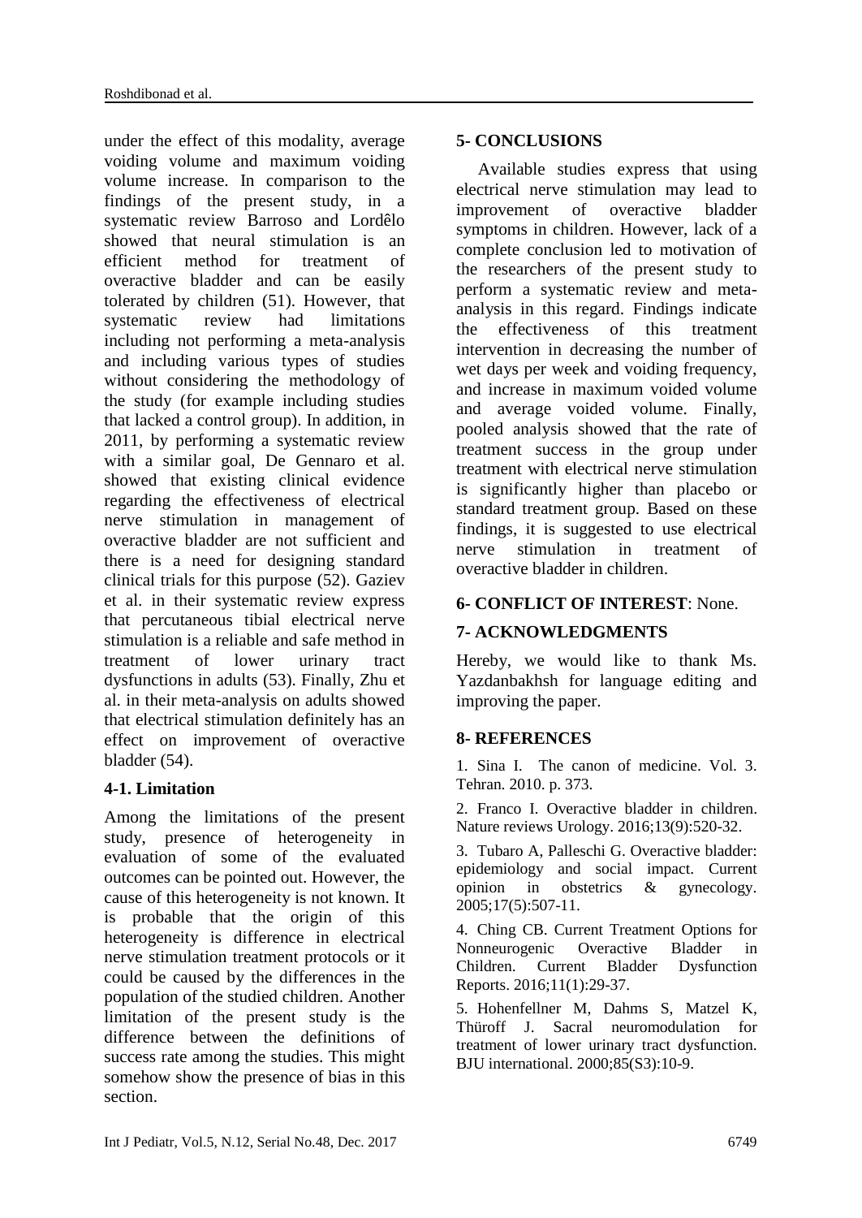under the effect of this modality, average voiding volume and maximum voiding volume increase. In comparison to the findings of the present study, in a systematic review Barroso and Lordêlo showed that neural stimulation is an efficient method for treatment of overactive bladder and can be easily tolerated by children (51). However, that systematic review had limitations including not performing a meta-analysis and including various types of studies without considering the methodology of the study (for example including studies that lacked a control group). In addition, in 2011, by performing a systematic review with a similar goal, De Gennaro et al. showed that existing clinical evidence regarding the effectiveness of electrical nerve stimulation in management of overactive bladder are not sufficient and there is a need for designing standard clinical trials for this purpose (52). Gaziev et al. in their systematic review express that percutaneous tibial electrical nerve stimulation is a reliable and safe method in treatment of lower urinary tract dysfunctions in adults (53). Finally, Zhu et al. in their meta-analysis on adults showed that electrical stimulation definitely has an effect on improvement of overactive bladder (54).

### 4-1. Limitation

Among the limitations of the present study, presence of heterogeneity in evaluation of some of the evaluated outcomes can be pointed out. However, the cause of this heterogeneity is not known. It is probable that the origin of this heterogeneity is difference in electrical nerve stimulation treatment protocols or it could be caused by the differences in the population of the studied children. Another limitation of the present study is the difference between the definitions of success rate among the studies. This might somehow show the presence of bias in this section.

## 5- CONCLUSIONS

Available studies express that using electrical nerve stimulation may lead to improvement of overactive bladder symptoms in children. However, lack of a complete conclusion led to motivation of the researchers of the present study to perform a systematic review and meta-analysis in this regard. Findings indicate the effectiveness of this treatment intervention in decreasing the number of wet days per week and voiding frequency, and increase in maximum voided volume and average voided volume. Finally, pooled analysis showed that the rate of treatment success in the group under treatment with electrical nerve stimulation is significantly higher than placebo or standard treatment group. Based on these findings, it is suggested to use electrical nerve stimulation in treatment of overactive bladder in children.

## 6- CONFLICT OF INTEREST: None.

## 7- ACKNOWLEDGMENTS

Hereby, we would like to thank Ms. Yazdanbakhsh for language editing and improving the paper.

## 8- REFERENCES

1. Sina I. The canon of medicine. Vol. 3. Tehran. 2010. p. 373.

2. Franco I. Overactive bladder in children. Nature reviews Urology. 2016;13(9):520-32.

3. Tubaro A, Palleschi G. Overactive bladder: epidemiology and social impact. Current opinion in obstetrics & gynecology. 2005;17(5):507-11.

4. Ching CB. Current Treatment Options for Nonneurogenic Overactive Bladder in Children. Current Bladder Dysfunction Reports. 2016;11(1):29-37.

5. Hohenfellner M, Dahms S, Matzel K, Thüroff J. Sacral neuromodulation for treatment of lower urinary tract dysfunction. BJU international. 2000;85(S3):10-9.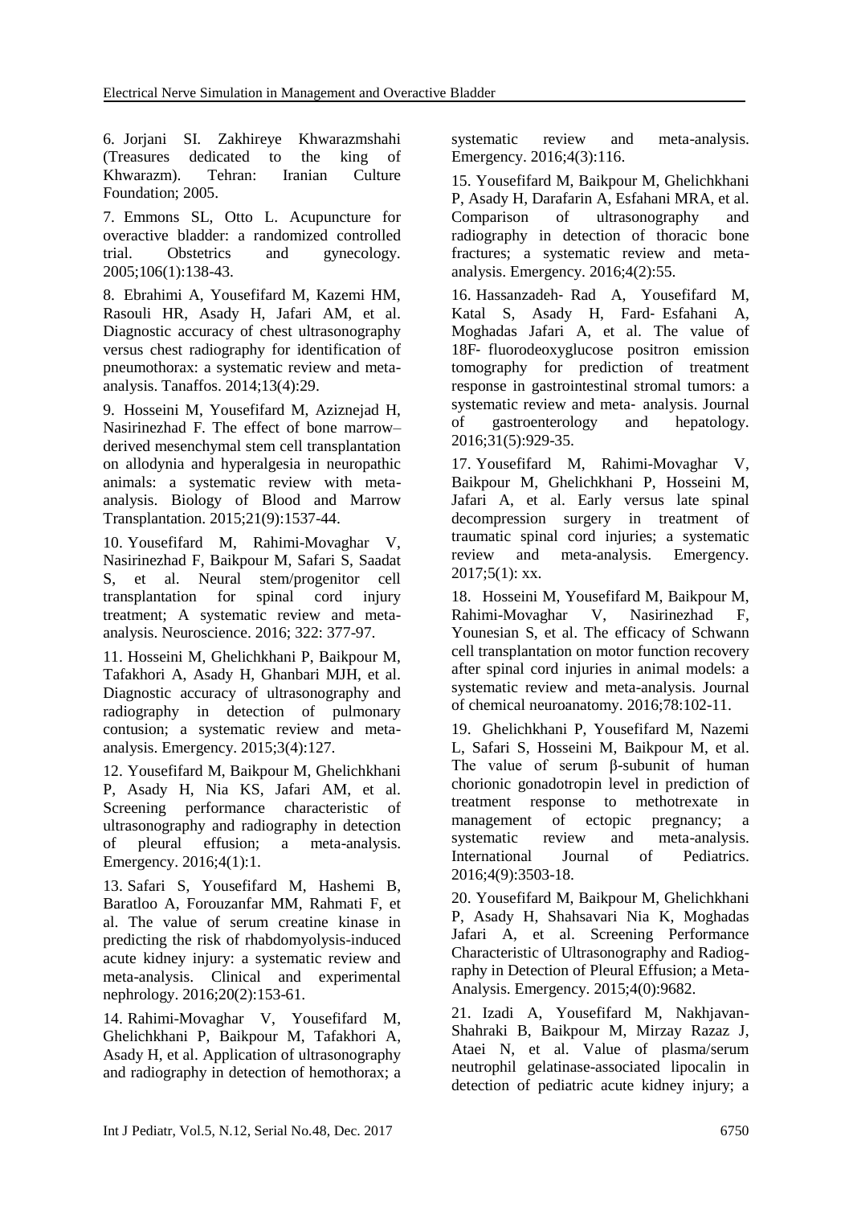6. Jorjani SI. Zakhireye Khwarazmshahi (Treasures dedicated to the king of Khwarazm). Tehran: Iranian Culture Foundation; 2005.

7. Emmons SL, Otto L. Acupuncture for overactive bladder: a randomized controlled trial. Obstetrics and gynecology. 2005;106(1):138-43.

8. Ebrahimi A, Yousefifard M, Kazemi HM, Rasouli HR, Asady H, Jafari AM, et al. Diagnostic accuracy of chest ultrasonography versus chest radiography for identification of pneumothorax: a systematic review and meta-analysis. Tanaffos. 2014;13(4):29.

9. Hosseini M, Yousefifard M, Aziznejad H, Nasirinezhad F. The effect of bone marrow–derived mesenchymal stem cell transplantation on allodynia and hyperalgesia in neuropathic animals: a systematic review with meta-analysis. Biology of Blood and Marrow Transplantation. 2015;21(9):1537-44.

10. Yousefifard M, Rahimi-Movaghar V, Nasirinezhad F, Baikpour M, Safari S, Saadat S, et al. Neural stem/progenitor cell transplantation for spinal cord injury treatment; A systematic review and meta-analysis. Neuroscience. 2016; 322: 377-97.

11. Hosseini M, Ghelichkhani P, Baikpour M, Tafakhori A, Asady H, Ghanbari MJH, et al. Diagnostic accuracy of ultrasonography and radiography in detection of pulmonary contusion; a systematic review and meta-analysis. Emergency. 2015;3(4):127.

12. Yousefifard M, Baikpour M, Ghelichkhani P, Asady H, Nia KS, Jafari AM, et al. Screening performance characteristic of ultrasonography and radiography in detection of pleural effusion; a meta-analysis. Emergency. 2016;4(1):1.

13. Safari S, Yousefifard M, Hashemi B, Baratloo A, Forouzanfar MM, Rahmati F, et al. The value of serum creatine kinase in predicting the risk of rhabdomyolysis-induced acute kidney injury: a systematic review and meta-analysis. Clinical and experimental nephrology. 2016;20(2):153-61.

14. Rahimi-Movaghar V, Yousefifard M, Ghelichkhani P, Baikpour M, Tafakhori A, Asady H, et al. Application of ultrasonography and radiography in detection of hemothorax; a systematic review and meta-analysis. Emergency. 2016;4(3):116.

15. Yousefifard M, Baikpour M, Ghelichkhani P, Asady H, Darafarin A, Esfahani MRA, et al. Comparison of ultrasonography and radiography in detection of thoracic bone fractures; a systematic review and meta-analysis. Emergency. 2016;4(2):55.

16. Hassanzadeh‐ Rad A, Yousefifard M, Katal S, Asady H, Fard‐ Esfahani A, Moghadas Jafari A, et al. The value of 18F‐ fluorodeoxyglucose positron emission tomography for prediction of treatment response in gastrointestinal stromal tumors: a systematic review and meta‐ analysis. Journal of gastroenterology and hepatology. 2016;31(5):929-35.

17. Yousefifard M, Rahimi-Movaghar V, Baikpour M, Ghelichkhani P, Hosseini M, Jafari A, et al. Early versus late spinal decompression surgery in treatment of traumatic spinal cord injuries; a systematic review and meta-analysis. Emergency. 2017;5(1): xx.

18. Hosseini M, Yousefifard M, Baikpour M, Rahimi-Movaghar V, Nasirinezhad F, Younesian S, et al. The efficacy of Schwann cell transplantation on motor function recovery after spinal cord injuries in animal models: a systematic review and meta-analysis. Journal of chemical neuroanatomy. 2016;78:102-11.

19. Ghelichkhani P, Yousefifard M, Nazemi L, Safari S, Hosseini M, Baikpour M, et al. The value of serum β-subunit of human chorionic gonadotropin level in prediction of treatment response to methotrexate in management of ectopic pregnancy; a systematic review and meta-analysis. International Journal of Pediatrics. 2016;4(9):3503-18.

20. Yousefifard M, Baikpour M, Ghelichkhani P, Asady H, Shahsavari Nia K, Moghadas Jafari A, et al. Screening Performance Characteristic of Ultrasonography and Radiography in Detection of Pleural Effusion; a Meta-Analysis. Emergency. 2015;4(0):9682.

21. Izadi A, Yousefifard M, Nakhjavan-Shahraki B, Baikpour M, Mirzay Razaz J, Ataei N, et al. Value of plasma/serum neutrophil gelatinase-associated lipocalin in detection of pediatric acute kidney injury; a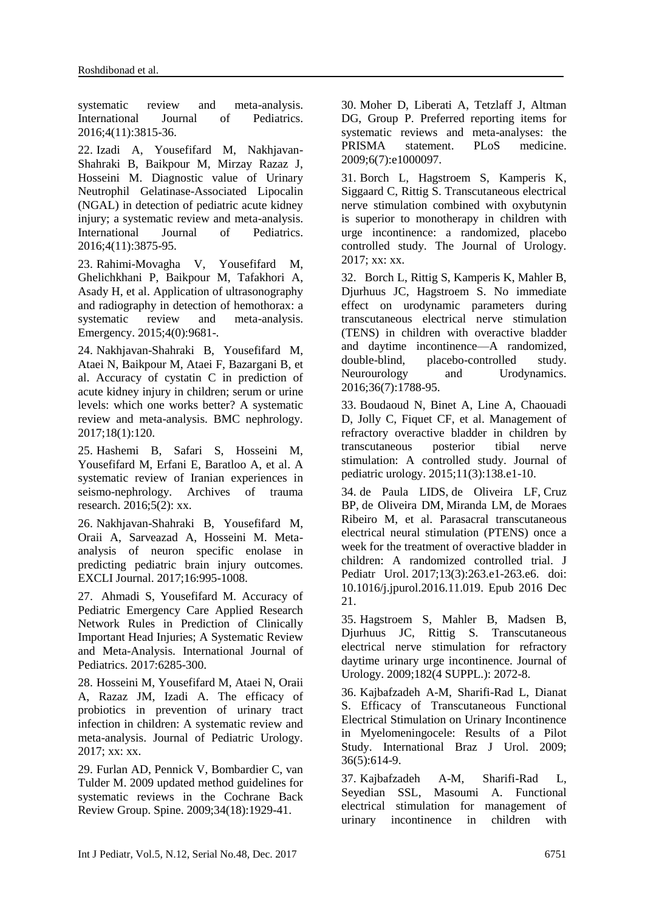systematic review and meta-analysis. International Journal of Pediatrics. 2016;4(11):3815-36.

22. Izadi A, Yousefifard M, Nakhjavan-Shahraki B, Baikpour M, Mirzay Razaz J, Hosseini M. Diagnostic value of Urinary Neutrophil Gelatinase-Associated Lipocalin (NGAL) in detection of pediatric acute kidney injury; a systematic review and meta-analysis. International Journal of Pediatrics. 2016;4(11):3875-95.

23. Rahimi-Movagha V, Yousefifard M, Ghelichkhani P, Baikpour M, Tafakhori A, Asady H, et al. Application of ultrasonography and radiography in detection of hemothorax: a systematic review and meta-analysis. Emergency. 2015;4(0):9681-.

24. Nakhjavan-Shahraki B, Yousefifard M, Ataei N, Baikpour M, Ataei F, Bazargani B, et al. Accuracy of cystatin C in prediction of acute kidney injury in children; serum or urine levels: which one works better? A systematic review and meta-analysis. BMC nephrology. 2017;18(1):120.

25. Hashemi B, Safari S, Hosseini M, Yousefifard M, Erfani E, Baratloo A, et al. A systematic review of Iranian experiences in seismo-nephrology. Archives of trauma research. 2016;5(2): xx.

26. Nakhjavan-Shahraki B, Yousefifard M, Oraii A, Sarveazad A, Hosseini M. Meta-analysis of neuron specific enolase in predicting pediatric brain injury outcomes. EXCLI Journal. 2017;16:995-1008.

27. Ahmadi S, Yousefifard M. Accuracy of Pediatric Emergency Care Applied Research Network Rules in Prediction of Clinically Important Head Injuries; A Systematic Review and Meta-Analysis. International Journal of Pediatrics. 2017:6285-300.

28. Hosseini M, Yousefifard M, Ataei N, Oraii A, Razaz JM, Izadi A. The efficacy of probiotics in prevention of urinary tract infection in children: A systematic review and meta-analysis. Journal of Pediatric Urology. 2017; xx: xx.

29. Furlan AD, Pennick V, Bombardier C, van Tulder M. 2009 updated method guidelines for systematic reviews in the Cochrane Back Review Group. Spine. 2009;34(18):1929-41.

30. Moher D, Liberati A, Tetzlaff J, Altman DG, Group P. Preferred reporting items for systematic reviews and meta-analyses: the PRISMA statement. PLoS medicine. 2009;6(7):e1000097.

31. Borch L, Hagstroem S, Kamperis K, Siggaard C, Rittig S. Transcutaneous electrical nerve stimulation combined with oxybutynin is superior to monotherapy in children with urge incontinence: a randomized, placebo controlled study. The Journal of Urology. 2017; xx: xx.

32. Borch L, Rittig S, Kamperis K, Mahler B, Djurhuus JC, Hagstroem S. No immediate effect on urodynamic parameters during transcutaneous electrical nerve stimulation (TENS) in children with overactive bladder and daytime incontinence—A randomized, double-blind, placebo-controlled study. Neurourology and Urodynamics. 2016;36(7):1788-95.

33. Boudaoud N, Binet A, Line A, Chaouadi D, Jolly C, Fiquet CF, et al. Management of refractory overactive bladder in children by transcutaneous posterior tibial nerve stimulation: A controlled study. Journal of pediatric urology. 2015;11(3):138.e1-10.

34. de Paula LIDS, de Oliveira LF, Cruz BP, de Oliveira DM, Miranda LM, de Moraes Ribeiro M, et al. Parasacral transcutaneous electrical neural stimulation (PTENS) once a week for the treatment of overactive bladder in children: A randomized controlled trial. J Pediatr Urol. 2017;13(3):263.e1-263.e6. doi: 10.1016/j.jpurol.2016.11.019. Epub 2016 Dec 21.

35. Hagstroem S, Mahler B, Madsen B, Djurhuus JC, Rittig S. Transcutaneous electrical nerve stimulation for refractory daytime urinary urge incontinence. Journal of Urology. 2009;182(4 SUPPL.): 2072-8.

36. Kajbafzadeh A-M, Sharifi-Rad L, Dianat S. Efficacy of Transcutaneous Functional Electrical Stimulation on Urinary Incontinence in Myelomeningocele: Results of a Pilot Study. International Braz J Urol. 2009; 36(5):614-9.

37. Kajbafzadeh A-M, Sharifi-Rad L, Seyedian SSL, Masoumi A. Functional electrical stimulation for management of urinary incontinence in children with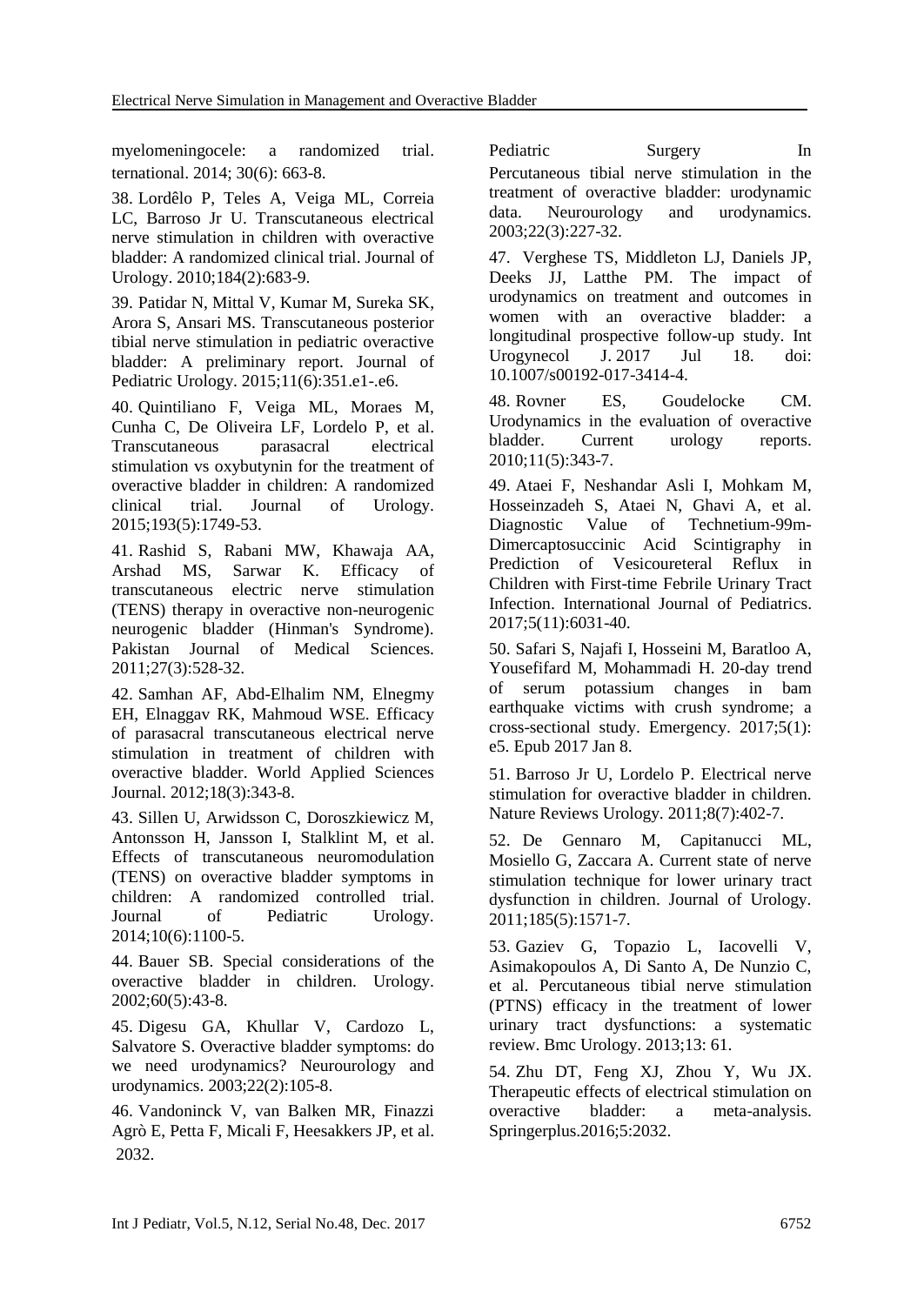myelomeningocele: a randomized trial. ternational. 2014; 30(6): 663-8.

38. Lordêlo P, Teles A, Veiga ML, Correia LC, Barroso Jr U. Transcutaneous electrical nerve stimulation in children with overactive bladder: A randomized clinical trial. Journal of Urology. 2010;184(2):683-9.

39. Patidar N, Mittal V, Kumar M, Sureka SK, Arora S, Ansari MS. Transcutaneous posterior tibial nerve stimulation in pediatric overactive bladder: A preliminary report. Journal of Pediatric Urology. 2015;11(6):351.e1-.e6.

40. Quintiliano F, Veiga ML, Moraes M, Cunha C, De Oliveira LF, Lordelo P, et al. Transcutaneous parasacral electrical stimulation vs oxybutynin for the treatment of overactive bladder in children: A randomized clinical trial. Journal of Urology. 2015;193(5):1749-53.

41. Rashid S, Rabani MW, Khawaja AA, Arshad MS, Sarwar K. Efficacy of transcutaneous electric nerve stimulation (TENS) therapy in overactive non-neurogenic neurogenic bladder (Hinman's Syndrome). Pakistan Journal of Medical Sciences. 2011;27(3):528-32.

42. Samhan AF, Abd-Elhalim NM, Elnegmy EH, Elnaggav RK, Mahmoud WSE. Efficacy of parasacral transcutaneous electrical nerve stimulation in treatment of children with overactive bladder. World Applied Sciences Journal. 2012;18(3):343-8.

43. Sillen U, Arwidsson C, Doroszkiewicz M, Antonsson H, Jansson I, Stalklint M, et al. Effects of transcutaneous neuromodulation (TENS) on overactive bladder symptoms in children: A randomized controlled trial. Journal of Pediatric Urology. 2014;10(6):1100-5.

44. Bauer SB. Special considerations of the overactive bladder in children. Urology. 2002;60(5):43-8.

45. Digesu GA, Khullar V, Cardozo L, Salvatore S. Overactive bladder symptoms: do we need urodynamics? Neurourology and urodynamics. 2003;22(2):105-8.

46. Vandoninck V, van Balken MR, Finazzi Agrò E, Petta F, Micali F, Heesakkers JP, et al. 2032.

Pediatric Surgery In Percutaneous tibial nerve stimulation in the treatment of overactive bladder: urodynamic data. Neurourology and urodynamics. 2003;22(3):227-32.

47. Verghese TS, Middleton LJ, Daniels JP, Deeks JJ, Latthe PM. The impact of urodynamics on treatment and outcomes in women with an overactive bladder: a longitudinal prospective follow-up study. Int Urogynecol J. 2017 Jul 18. doi: 10.1007/s00192-017-3414-4.

48. Rovner ES, Goudelocke CM. Urodynamics in the evaluation of overactive bladder. Current urology reports. 2010;11(5):343-7.

49. Ataei F, Neshandar Asli I, Mohkam M, Hosseinzadeh S, Ataei N, Ghavi A, et al. Diagnostic Value of Technetium-99m-Dimercaptosuccinic Acid Scintigraphy in Prediction of Vesicoureteral Reflux in Children with First-time Febrile Urinary Tract Infection. International Journal of Pediatrics. 2017;5(11):6031-40.

50. Safari S, Najafi I, Hosseini M, Baratloo A, Yousefifard M, Mohammadi H. 20-day trend of serum potassium changes in bam earthquake victims with crush syndrome; a cross-sectional study. Emergency. 2017;5(1): e5. Epub 2017 Jan 8.

51. Barroso Jr U, Lordelo P. Electrical nerve stimulation for overactive bladder in children. Nature Reviews Urology. 2011;8(7):402-7.

52. De Gennaro M, Capitanucci ML, Mosiello G, Zaccara A. Current state of nerve stimulation technique for lower urinary tract dysfunction in children. Journal of Urology. 2011;185(5):1571-7.

53. Gaziev G, Topazio L, Iacovelli V, Asimakopoulos A, Di Santo A, De Nunzio C, et al. Percutaneous tibial nerve stimulation (PTNS) efficacy in the treatment of lower urinary tract dysfunctions: a systematic review. Bmc Urology. 2013;13: 61.

54. Zhu DT, Feng XJ, Zhou Y, Wu JX. Therapeutic effects of electrical stimulation on overactive bladder: a meta-analysis. Springerplus.2016;5:2032.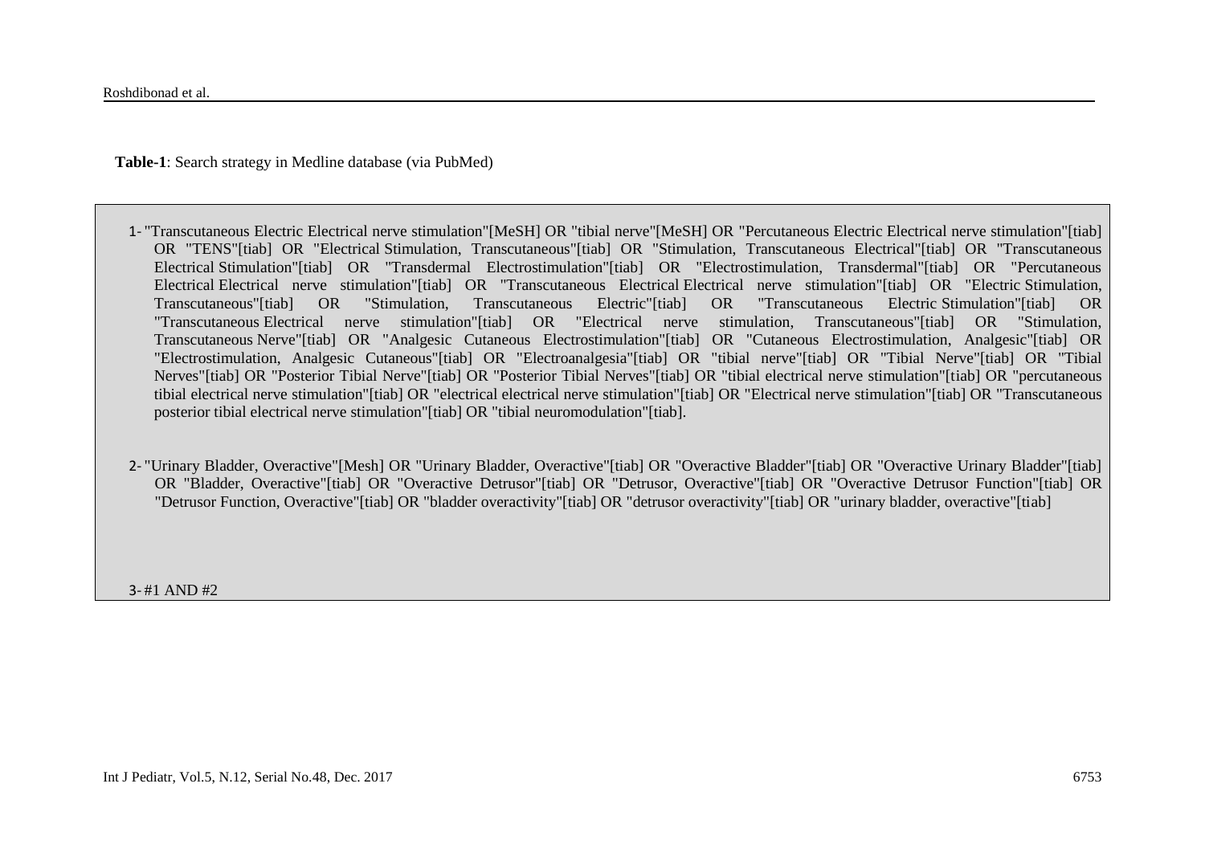**Table-1**: Search strategy in Medline database (via PubMed)

1- "Transcutaneous Electric Electrical nerve stimulation"[MeSH] OR "tibial nerve"[MeSH] OR "Percutaneous Electric Electrical nerve stimulation"[tiab] OR "TENS"[tiab] OR "Electrical Stimulation, Transcutaneous"[tiab] OR "Stimulation, Transcutaneous Electrical"[tiab] OR "Transcutaneous Electrical Stimulation"[tiab] OR "Transdermal Electrostimulation"[tiab] OR "Electrostimulation, Transdermal"[tiab] OR "Percutaneous Electrical Electrical nerve stimulation"[tiab] OR "Transcutaneous Electrical Electrical nerve stimulation"[tiab] OR "Electric Stimulation, Transcutaneous"[tiab] OR "Stimulation, Transcutaneous Electric"[tiab] OR "Transcutaneous Electric Stimulation"[tiab] OR "Transcutaneous Electrical nerve stimulation"[tiab] OR "Electrical nerve stimulation, Transcutaneous"[tiab] OR "Stimulation, Transcutaneous Nerve"[tiab] OR "Analgesic Cutaneous Electrostimulation"[tiab] OR "Cutaneous Electrostimulation, Analgesic"[tiab] OR "Electrostimulation, Analgesic Cutaneous"[tiab] OR "Electroanalgesia"[tiab] OR "tibial nerve"[tiab] OR "Tibial Nerve"[tiab] OR "Tibial Nerves"[tiab] OR "Posterior Tibial Nerve"[tiab] OR "Posterior Tibial Nerves"[tiab] OR "tibial electrical nerve stimulation"[tiab] OR "percutaneous tibial electrical nerve stimulation"[tiab] OR "electrical electrical nerve stimulation"[tiab] OR "Electrical nerve stimulation"[tiab] OR "Transcutaneous posterior tibial electrical nerve stimulation"[tiab] OR "tibial neuromodulation"[tiab].

2- "Urinary Bladder, Overactive"[Mesh] OR "Urinary Bladder, Overactive"[tiab] OR "Overactive Bladder"[tiab] OR "Overactive Urinary Bladder"[tiab] OR "Bladder, Overactive"[tiab] OR "Overactive Detrusor"[tiab] OR "Detrusor, Overactive"[tiab] OR "Overactive Detrusor Function"[tiab] OR "Detrusor Function, Overactive"[tiab] OR "bladder overactivity"[tiab] OR "detrusor overactivity"[tiab] OR "urinary bladder, overactive"[tiab]

3- #1 AND #2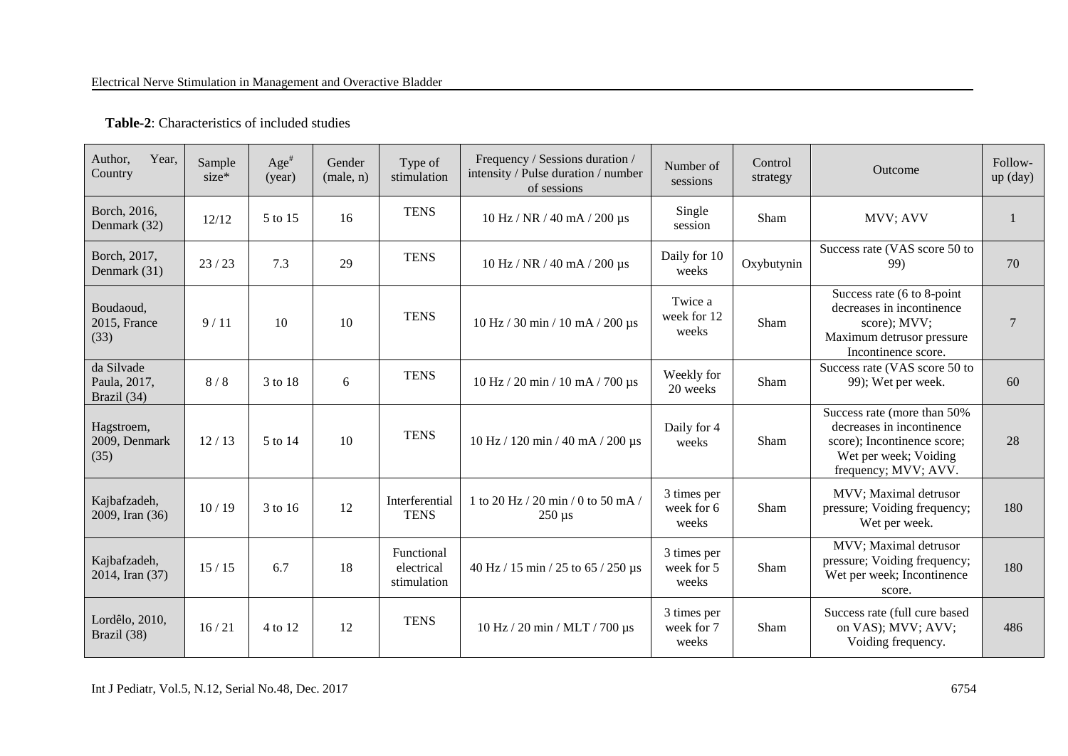**Table-2**: Characteristics of included studies

| Author, Year, Country | Sample size* | Age[#] (year) | Gender (male, n) | Type of stimulation | Frequency / Sessions duration / intensity / Pulse duration / number of sessions | Number of sessions | Control strategy | Outcome | Follow-up (day) |
|---|---|---|---|---|---|---|---|---|---|
| Borch, 2016, Denmark (32) | 12/12 | 5 to 15 | 16 | TENS | 10 Hz / NR / 40 mA / 200 µs | Single session | Sham | MVV; AVV | 1 |
| Borch, 2017, Denmark (31) | 23 / 23 | 7.3 | 29 | TENS | 10 Hz / NR / 40 mA / 200 µs | Daily for 10 weeks | Oxybutynin | Success rate (VAS score 50 to 99) | 70 |
| Boudaoud, 2015, France (33) | 9 / 11 | 10 | 10 | TENS | 10 Hz / 30 min / 10 mA / 200 µs | Twice a week for 12 weeks | Sham | Success rate (6 to 8-point decreases in incontinence score); MVV; Maximum detrusor pressure Incontinence score. | 7 |
| da Silvade Paula, 2017, Brazil (34) | 8 / 8 | 3 to 18 | 6 | TENS | 10 Hz / 20 min / 10 mA / 700 µs | Weekly for 20 weeks | Sham | Success rate (VAS score 50 to 99); Wet per week. | 60 |
| Hagstroem, 2009, Denmark (35) | 12 / 13 | 5 to 14 | 10 | TENS | 10 Hz / 120 min / 40 mA / 200 µs | Daily for 4 weeks | Sham | Success rate (more than 50% decreases in incontinence score); Incontinence score; Wet per week; Voiding frequency; MVV; AVV. | 28 |
| Kajbafzadeh, 2009, Iran (36) | 10 / 19 | 3 to 16 | 12 | Interferential TENS | 1 to 20 Hz / 20 min / 0 to 50 mA / 250 µs | 3 times per week for 6 weeks | Sham | MVV; Maximal detrusor pressure; Voiding frequency; Wet per week. | 180 |
| Kajbafzadeh, 2014, Iran (37) | 15 / 15 | 6.7 | 18 | Functional electrical stimulation | 40 Hz / 15 min / 25 to 65 / 250 µs | 3 times per week for 5 weeks | Sham | MVV; Maximal detrusor pressure; Voiding frequency; Wet per week; Incontinence score. | 180 |
| Lordêlo, 2010, Brazil (38) | 16 / 21 | 4 to 12 | 12 | TENS | 10 Hz / 20 min / MLT / 700 µs | 3 times per week for 7 weeks | Sham | Success rate (full cure based on VAS); MVV; AVV; Voiding frequency. | 486 |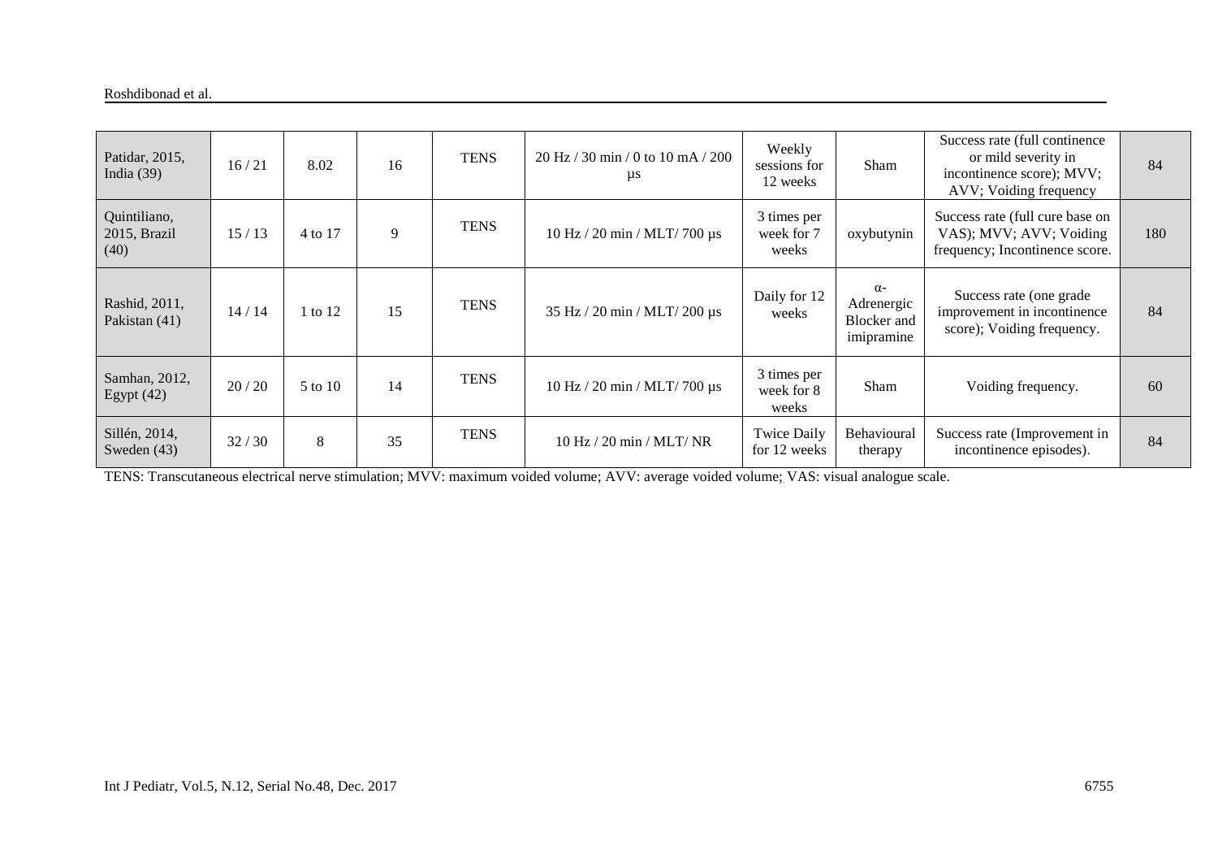| | | | | | | | | | |
|---|---|---|---|---|---|---|---|---|---|
| Patidar, 2015, India (39) | 16 / 21 | 8.02 | 16 | TENS | 20 Hz / 30 min / 0 to 10 mA / 200 µs | Weekly sessions for 12 weeks | Sham | Success rate (full continence or mild severity in incontinence score); MVV; AVV; Voiding frequency | 84 |
| Quintiliano, 2015, Brazil (40) | 15 / 13 | 4 to 17 | 9 | TENS | 10 Hz / 20 min / MLT/ 700 µs | 3 times per week for 7 weeks | oxybutynin | Success rate (full cure base on VAS); MVV; AVV; Voiding frequency; Incontinence score. | 180 |
| Rashid, 2011, Pakistan (41) | 14 / 14 | 1 to 12 | 15 | TENS | 35 Hz / 20 min / MLT/ 200 µs | Daily for 12 weeks | α-Adrenergic Blocker and imipramine | Success rate (one grade improvement in incontinence score); Voiding frequency. | 84 |
| Samhan, 2012, Egypt (42) | 20 / 20 | 5 to 10 | 14 | TENS | 10 Hz / 20 min / MLT/ 700 µs | 3 times per week for 8 weeks | Sham | Voiding frequency. | 60 |
| Sillén, 2014, Sweden (43) | 32 / 30 | 8 | 35 | TENS | 10 Hz / 20 min / MLT/ NR | Twice Daily for 12 weeks | Behavioural therapy | Success rate (Improvement in incontinence episodes). | 84 |

TENS: Transcutaneous electrical nerve stimulation; MVV: maximum voided volume; AVV: average voided volume; VAS: visual analogue scale.